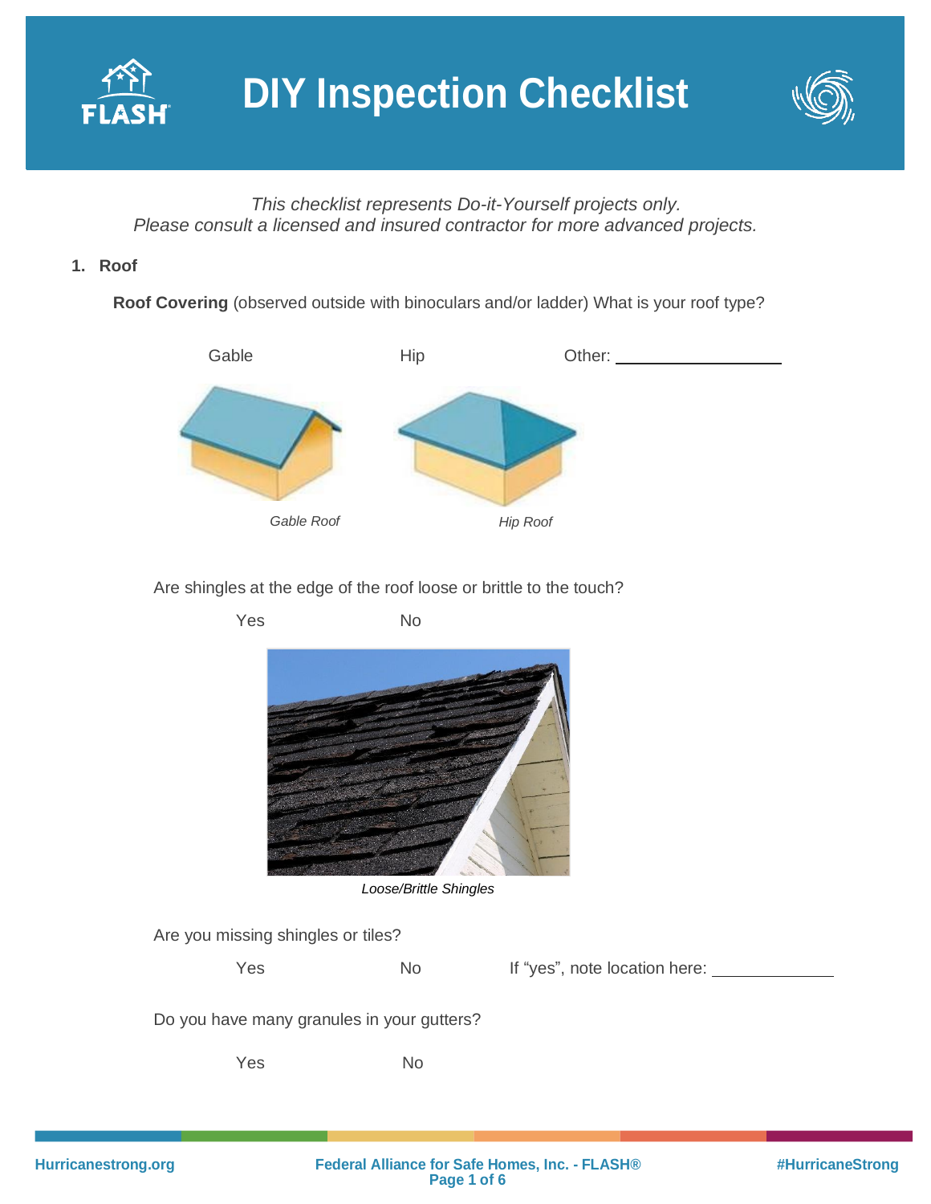# DIY Inspection Checklist

*This checklist represents Do-it-Yourself projects only.*
*Please consult a licensed and insured contractor for more advanced projects.*

## 1. Roof

**Roof Covering** (observed outside with binoculars and/or ladder) What is your roof type?

Gable Hip Other: ___________________

*Gable Roof* *Hip Roof*

Are shingles at the edge of the roof loose or brittle to the touch?

Yes No

*Loose/Brittle Shingles*

Are you missing shingles or tiles?

Yes No If "yes", note location here: ______________

Do you have many granules in your gutters?

Yes No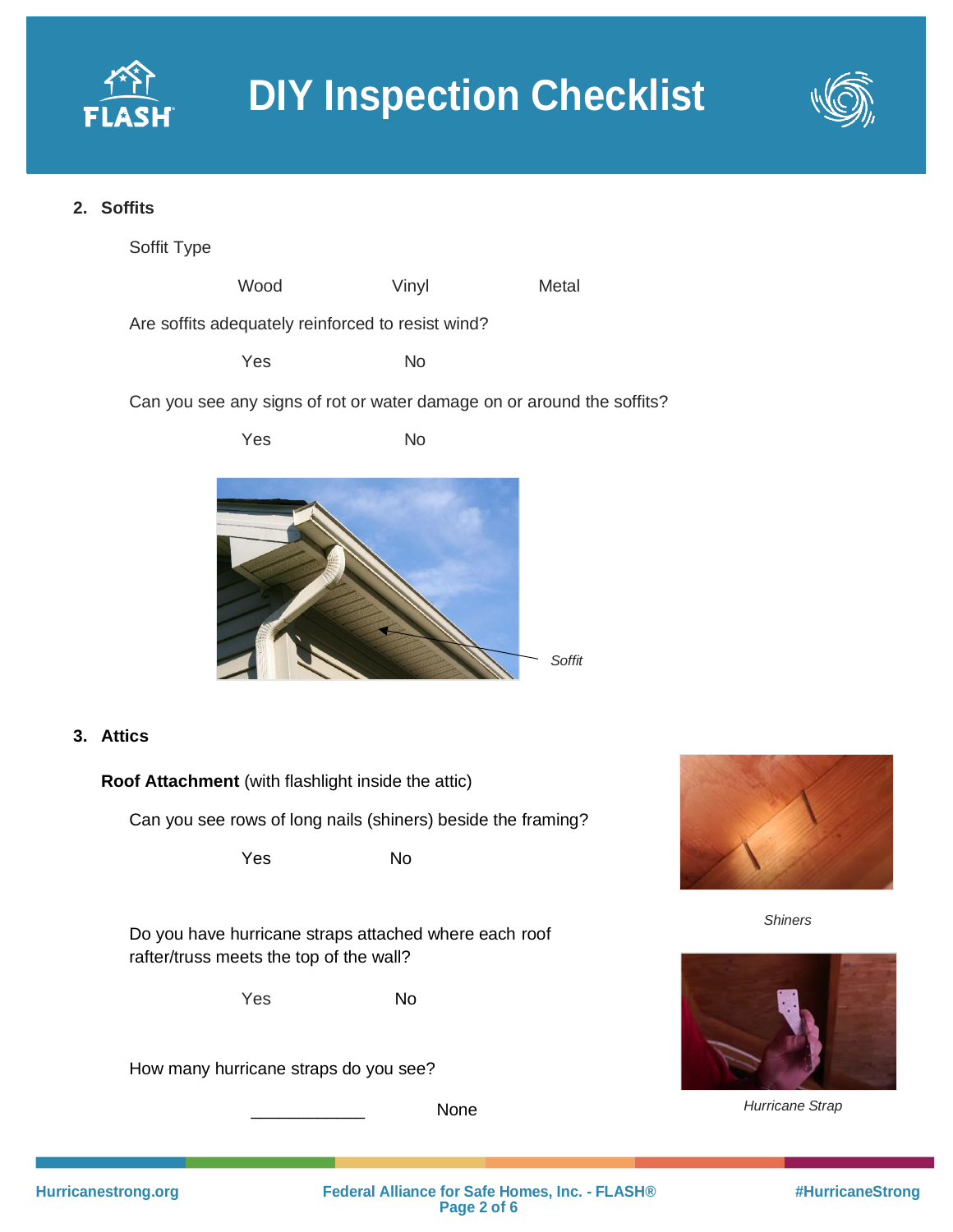## 2. Soffits

Soffit Type

Wood Vinyl Metal

Are soffits adequately reinforced to resist wind?

Yes No

Can you see any signs of rot or water damage on or around the soffits?

Yes No

*Soffit*

## 3. Attics

**Roof Attachment** (with flashlight inside the attic)

Can you see rows of long nails (shiners) beside the framing?

Yes No

*Shiners*

Do you have hurricane straps attached where each roof rafter/truss meets the top of the wall?

Yes No

How many hurricane straps do you see?

\_\_\_\_\_\_\_\_\_\_\_\_ None

*Hurricane Strap*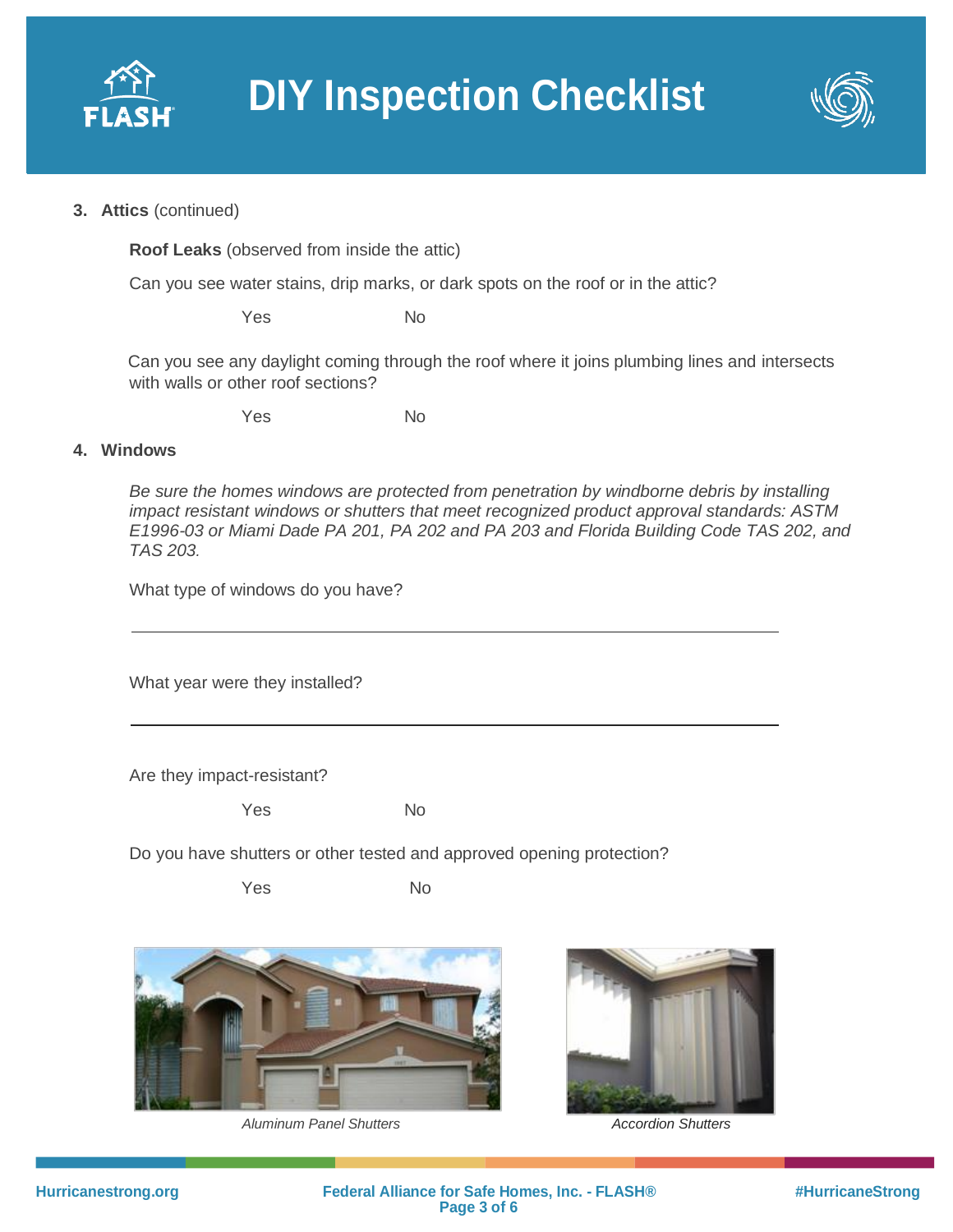# DIY Inspection Checklist

**3. Attics** (continued)

**Roof Leaks** (observed from inside the attic)

Can you see water stains, drip marks, or dark spots on the roof or in the attic?

Yes No

Can you see any daylight coming through the roof where it joins plumbing lines and intersects with walls or other roof sections?

Yes No

**4. Windows**

*Be sure the homes windows are protected from penetration by windborne debris by installing impact resistant windows or shutters that meet recognized product approval standards: ASTM E1996-03 or Miami Dade PA 201, PA 202 and PA 203 and Florida Building Code TAS 202, and TAS 203.*

What type of windows do you have?

______________________________________________

What year were they installed?

______________________________________________

Are they impact-resistant?

Yes No

Do you have shutters or other tested and approved opening protection?

Yes No

*Aluminum Panel Shutters*

*Accordion Shutters*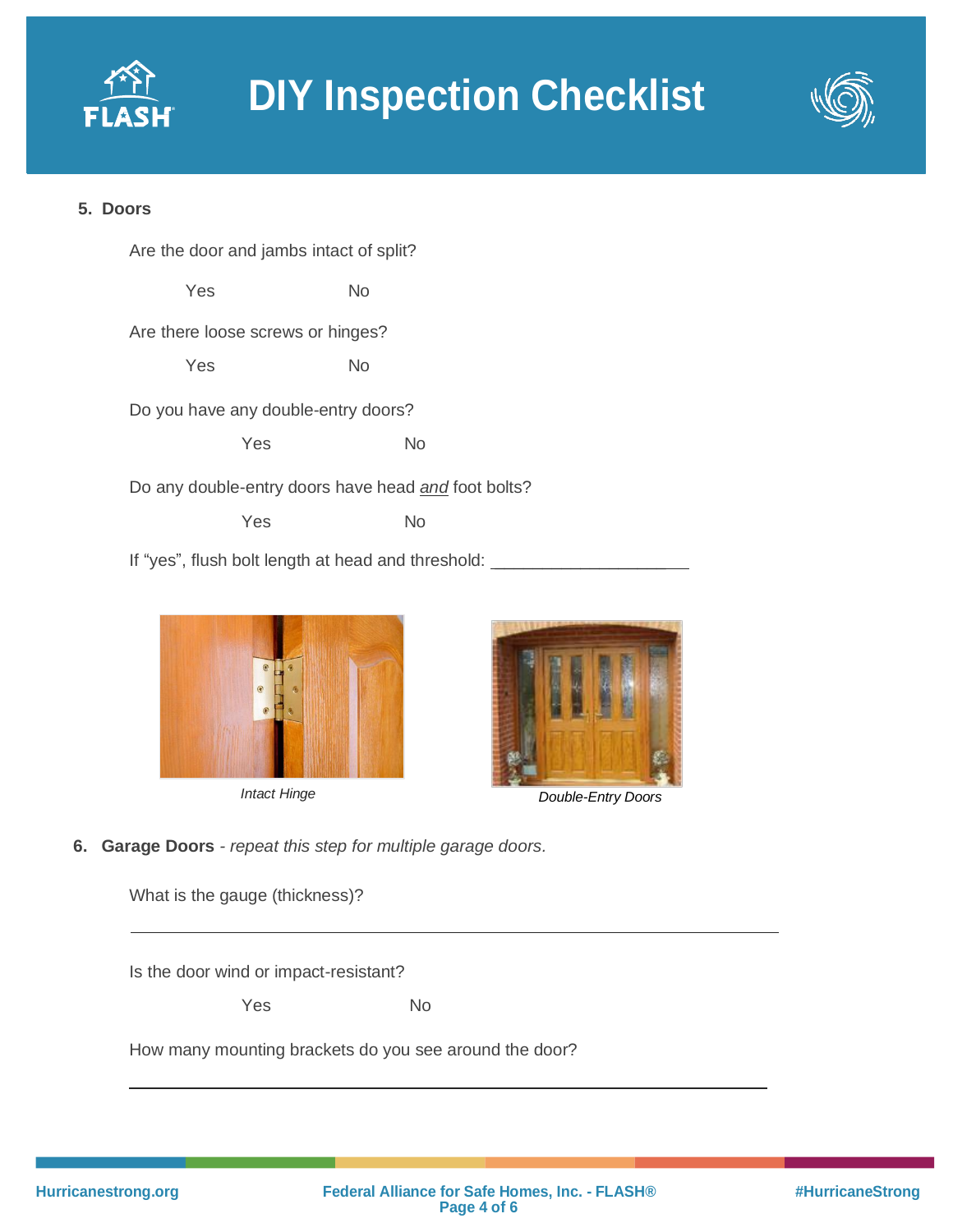## 5. Doors

Are the door and jambs intact of split?

Yes No

Are there loose screws or hinges?

Yes No

Do you have any double-entry doors?

Yes No

Do any double-entry doors have head *and* foot bolts?

Yes No

If "yes", flush bolt length at head and threshold: ____________________

*Intact Hinge*

*Double-Entry Doors*

## 6. Garage Doors - *repeat this step for multiple garage doors.*

What is the gauge (thickness)?

______________________________________________________________

Is the door wind or impact-resistant?

Yes No

How many mounting brackets do you see around the door?

______________________________________________________________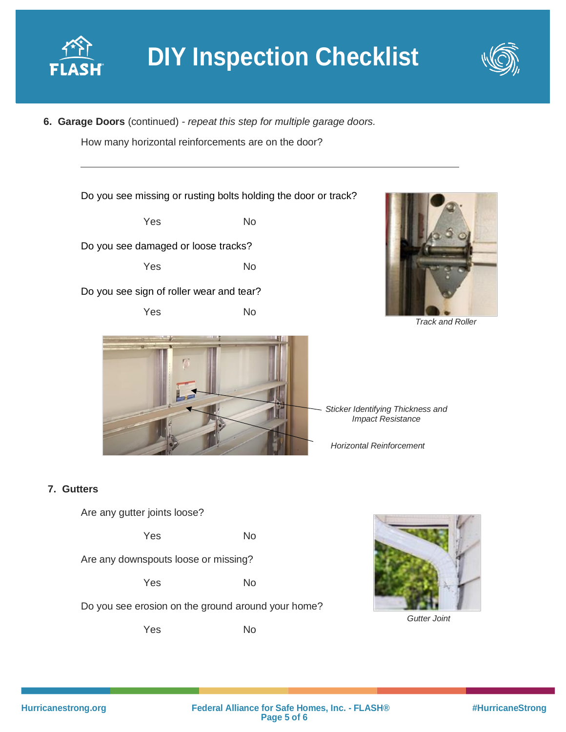# DIY Inspection Checklist

6. **Garage Doors** (continued) - *repeat this step for multiple garage doors.*

How many horizontal reinforcements are are on the door?

Do you see missing or rusting bolts holding the door or track?

Yes No

Do you see damaged or loose tracks?

Yes No

Do you see sign of roller wear and tear?

Yes No

*Track and Roller*

*Sticker Identifying Thickness and Impact Resistance*

*Horizontal Reinforcement*

7. **Gutters**

Are any gutter joints loose?

Yes No

Are any downspouts loose or missing?

Yes No

Do you see erosion on the ground around your home?

Yes No

*Gutter Joint*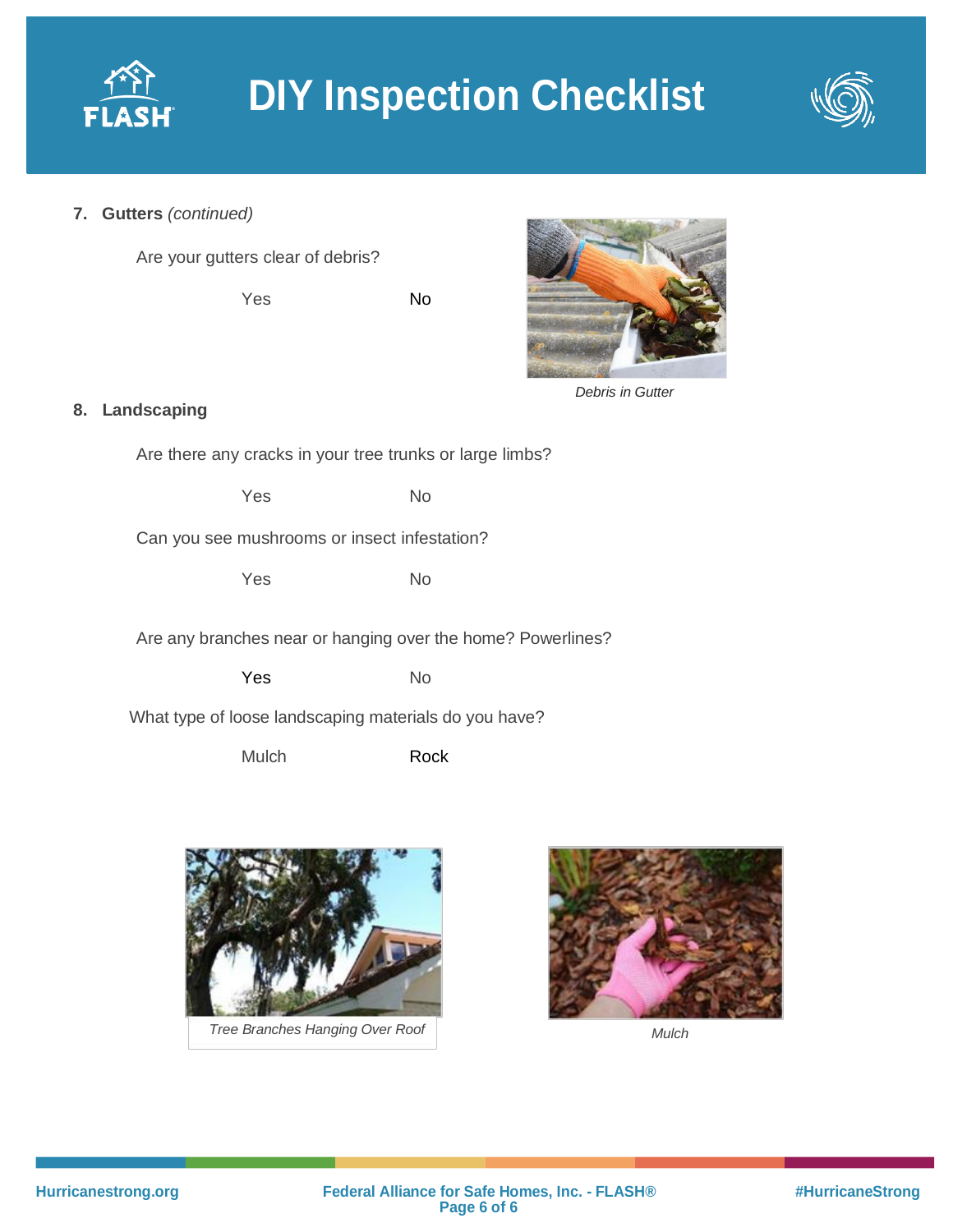7. **Gutters** *(continued)*

Are your gutters clear of debris?

Yes No

*Debris in Gutter*

8. **Landscaping**

Are there any cracks in your tree trunks or large limbs?

Yes No

Can you see mushrooms or insect infestation?

Yes No

Are any branches near or hanging over the home? Powerlines?

Yes No

What type of loose landscaping materials do you have?

Mulch Rock

*Tree Branches Hanging Over Roof*

*Mulch*

Hurricanestrong.org

Federal Alliance for Safe Homes, Inc. - FLASH®

#HurricaneStrong